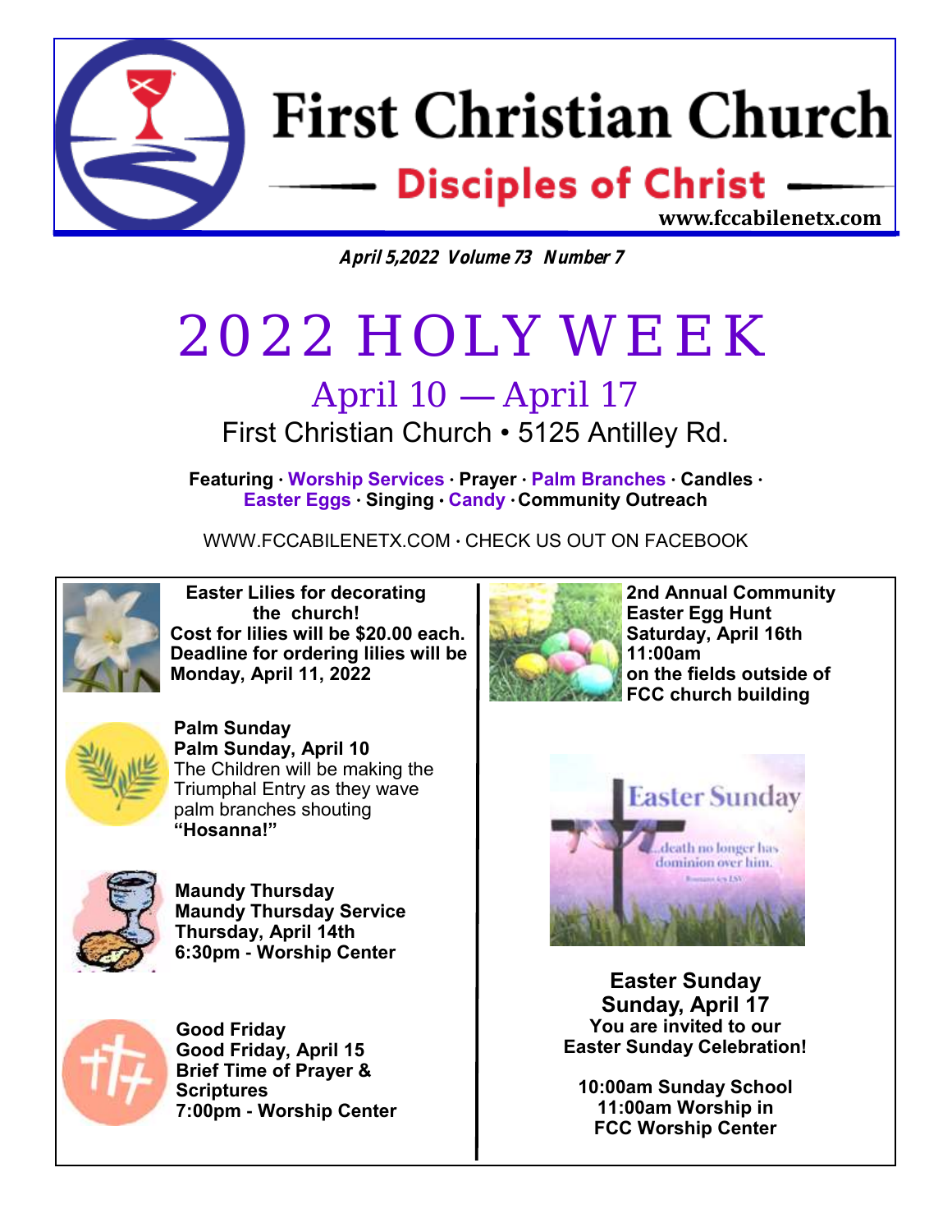# First Christian Church

## Disciples of Christ

www.fccabilenetx.com

***April 5,2022 Volume 73 Number 7***

# 2022 HOLY WEEK

## April 10 — April 17

First Christian Church • 5125 Antilley Rd.

**Featuring · Worship Services · Prayer · Palm Branches · Candles · Easter Eggs · Singing · Candy · Community Outreach**

WWW.FCCABILENETX.COM · CHECK US OUT ON FACEBOOK

**Easter Lilies for decorating the church!**
**Cost for lilies will be $20.00 each.**
**Deadline for ordering lilies will be Monday, April 11, 2022**

**Palm Sunday**
**Palm Sunday, April 10**
The Children will be making the Triumphal Entry as they wave palm branches shouting **"Hosanna!"**

**Maundy Thursday**
**Maundy Thursday Service**
**Thursday, April 14th**
**6:30pm - Worship Center**

**Good Friday**
**Good Friday, April 15**
**Brief Time of Prayer & Scriptures**
**7:00pm - Worship Center**

**2nd Annual Community Easter Egg Hunt**
**Saturday, April 16th**
**11:00am**
**on the fields outside of FCC church building**

**Easter Sunday**
**Sunday, April 17**
**You are invited to our Easter Sunday Celebration!**

**10:00am Sunday School**
**11:00am Worship in FCC Worship Center**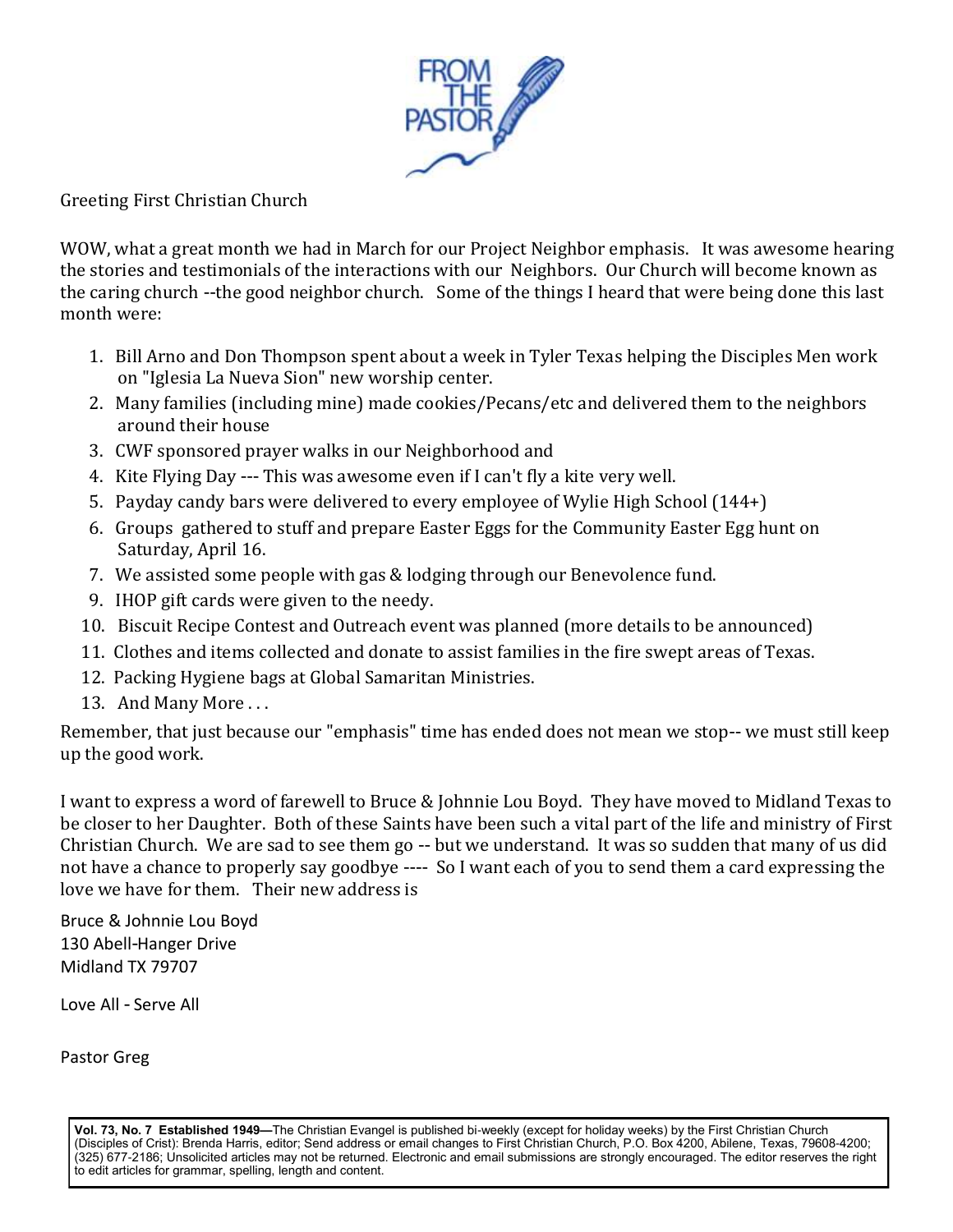# FROM THE PASTOR

Greeting First Christian Church

WOW, what a great month we had in March for our Project Neighbor emphasis. It was awesome hearing the stories and testimonials of the interactions with our Neighbors. Our Church will become known as the caring church --the good neighbor church. Some of the things I heard that were being done this last month were:

1. Bill Arno and Don Thompson spent about a week in Tyler Texas helping the Disciples Men work on "Iglesia La Nueva Sion" new worship center.
2. Many families (including mine) made cookies/Pecans/etc and delivered them to the neighbors around their house
3. CWF sponsored prayer walks in our Neighborhood and
4. Kite Flying Day --- This was awesome even if I can't fly a kite very well.
5. Payday candy bars were delivered to every employee of Wylie High School (144+)
6. Groups gathered to stuff and prepare Easter Eggs for the Community Easter Egg hunt on Saturday, April 16.
7. We assisted some people with gas & lodging through our Benevolence fund.
9. IHOP gift cards were given to the needy.
10. Biscuit Recipe Contest and Outreach event was planned (more details to be announced)
11. Clothes and items collected and donate to assist families in the fire swept areas of Texas.
12. Packing Hygiene bags at Global Samaritan Ministries.
13. And Many More . . .

Remember, that just because our "emphasis" time has ended does not mean we stop-- we must still keep up the good work.

I want to express a word of farewell to Bruce & Johnnie Lou Boyd. They have moved to Midland Texas to be closer to her Daughter. Both of these Saints have been such a vital part of the life and ministry of First Christian Church. We are sad to see them go -- but we understand. It was so sudden that many of us did not have a chance to properly say goodbye ---- So I want each of you to send them a card expressing the love we have for them. Their new address is

Bruce & Johnnie Lou Boyd
130 Abell-Hanger Drive
Midland TX 79707

Love All - Serve All

Pastor Greg

**Vol. 73, No. 7 Established 1949—**The Christian Evangel is published bi-weekly (except for holiday weeks) by the First Christian Church (Disciples of Crist): Brenda Harris, editor; Send address or email changes to First Christian Church, P.O. Box 4200, Abilene, Texas, 79608-4200; (325) 677-2186; Unsolicited articles may not be returned. Electronic and email submissions are strongly encouraged. The editor reserves the right to edit articles for grammar, spelling, length and content.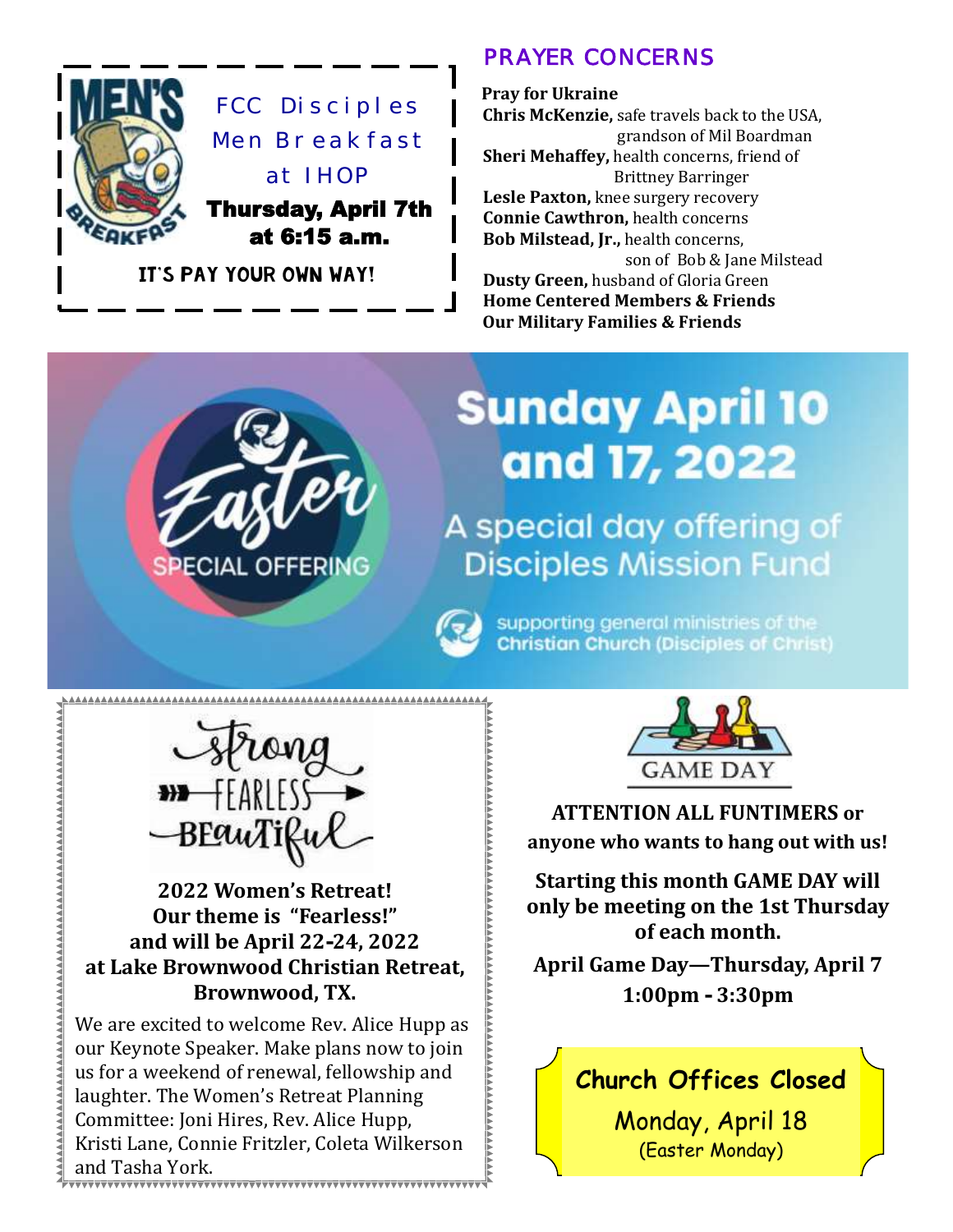MEN'S BREAKFAST

FCC Disciples Men Breakfast at IHOP

**Thursday, April 7th at 6:15 a.m.**

IT'S PAY YOUR OWN WAY!

## PRAYER CONCERNS

**Pray for Ukraine**

**Chris McKenzie,** safe travels back to the USA, grandson of Mil Boardman

**Sheri Mehaffey,** health concerns, friend of Brittney Barringer

**Lesle Paxton,** knee surgery recovery

**Connie Cawthron,** health concerns

**Bob Milstead, Jr.,** health concerns, son of Bob & Jane Milstead

**Dusty Green,** husband of Gloria Green

**Home Centered Members & Friends**

**Our Military Families & Friends**

## Easter SPECIAL OFFERING

# Sunday April 10 and 17, 2022

A special day offering of Disciples Mission Fund

supporting general ministries of the Christian Church (Disciples of Christ)

strong FEARLESS BEauTiful

**2022 Women's Retreat! Our theme is "Fearless!" and will be April 22-24, 2022 at Lake Brownwood Christian Retreat, Brownwood, TX.**

We are excited to welcome Rev. Alice Hupp as our Keynote Speaker. Make plans now to join us for a weekend of renewal, fellowship and laughter. The Women's Retreat Planning Committee: Joni Hires, Rev. Alice Hupp, Kristi Lane, Connie Fritzler, Coleta Wilkerson and Tasha York.

GAME DAY

**ATTENTION ALL FUNTIMERS or anyone who wants to hang out with us!**

**Starting this month GAME DAY will only be meeting on the 1st Thursday of each month.**

**April Game Day—Thursday, April 7**
**1:00pm - 3:30pm**

**Church Offices Closed**

Monday, April 18
(Easter Monday)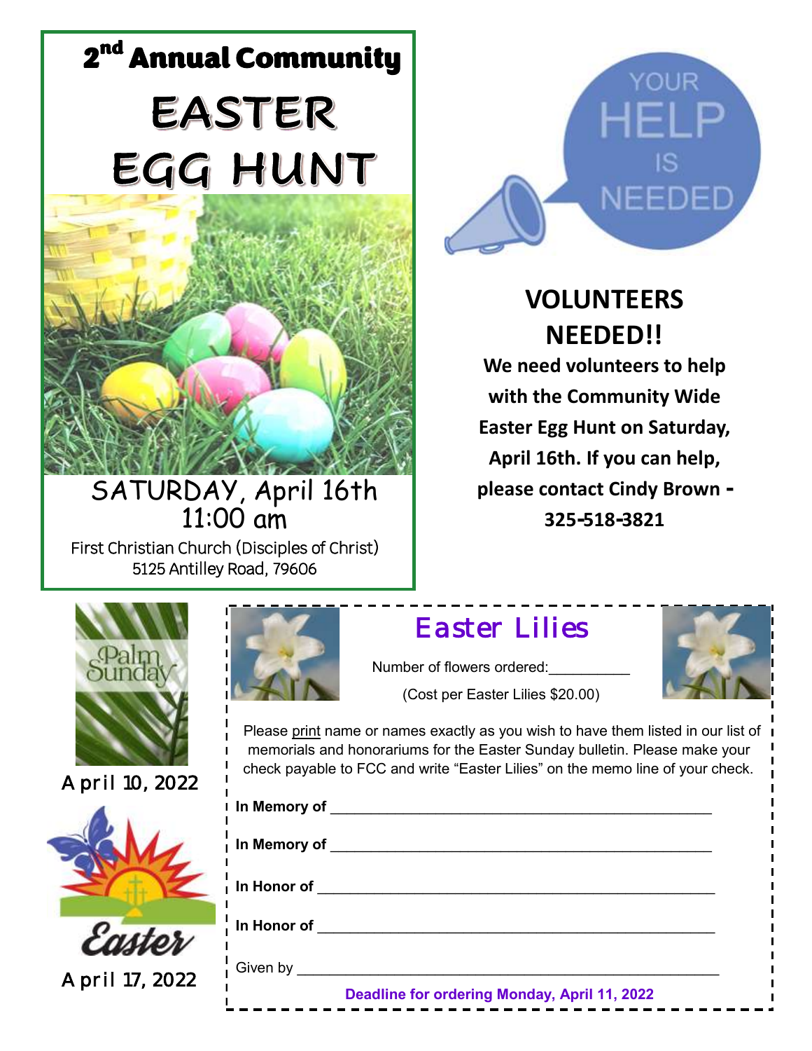# 2nd Annual Community EASTER EGG HUNT

SATURDAY, April 16th
11:00 am

First Christian Church (Disciples of Christ)
5125 Antilley Road, 79606

YOUR HELP IS NEEDED

## VOLUNTEERS NEEDED!!

**We need volunteers to help with the Community Wide Easter Egg Hunt on Saturday, April 16th. If you can help, please contact Cindy Brown - 325-518-3821**

Palm Sunday

April 10, 2022

Easter

April 17, 2022

## Easter Lilies

Number of flowers ordered:__________

(Cost per Easter Lilies $20.00)

Please print name or names exactly as you wish to have them listed in our list of memorials and honorariums for the Easter Sunday bulletin. Please make your check payable to FCC and write "Easter Lilies" on the memo line of your check.

**In Memory of** ______________________________________________

**In Memory of** ______________________________________________

**In Honor of** ______________________________________________

**In Honor of** ______________________________________________

Given by ______________________________________________

**Deadline for ordering Monday, April 11, 2022**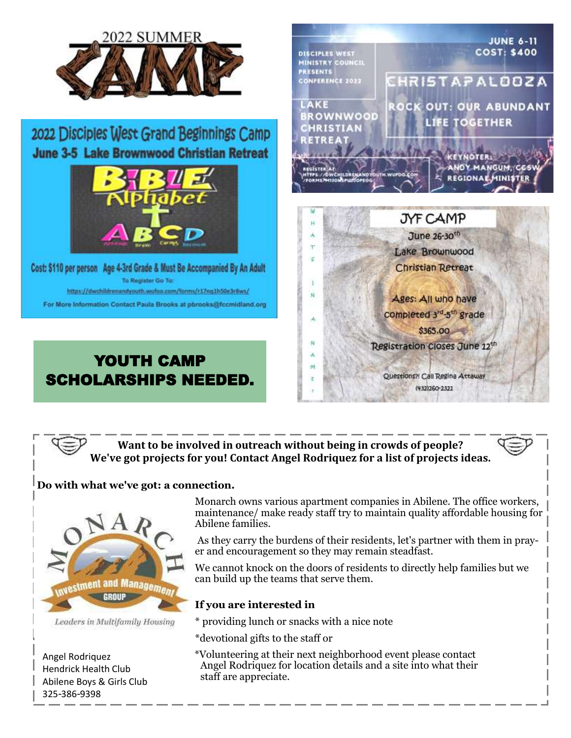# 2022 SUMMER CAMP

## 2022 Disciples West Grand Beginnings Camp

**June 3-5 Lake Brownwood Christian Retreat**

BIBLE Alphabet

ABCD

Cost: $110 per person Age 4-3rd Grade & Must Be Accompanied By An Adult

To Register Go To:

https://dwchildrenandyouth.wufoo.com/forms/r17nq1h50e3r8ws/

For More Information Contact Paula Brooks at pbrooks@fccmidland.org

## DISCIPLES WEST MINISTRY COUNCIL PRESENTS CONFERENCE 2022

JUNE 6-11

COST: $400

### CHRISTAPALOOZA

ROCK OUT: OUR ABUNDANT LIFE TOGETHER

LAKE BROWNWOOD CHRISTIAN RETREAT

REGISTER AT: HTTPS://DWCHILDRENANDYOUTH.WUFOO.COM/FORMS/M1JOMSPU0OPEOG

KEYNOTER: ANDY MANGUM, CCSW REGIONAL MINISTER

## JYF CAMP

June 26-30th

Lake Brownwood Christian Retreat

Ages: All who have completed 3rd-5th grade

$365.00

Registration closes June 12th

Questions?! Call Regina Attaway (432)260-2321

WHAT'S IN A NAME?

## YOUTH CAMP SCHOLARSHIPS NEEDED.

---

**Want to be involved in outreach without being in crowds of people? We've got projects for you! Contact Angel Rodriquez for a list of projects ideas.**

**Do with what we've got: a connection.**

MONARCH Investment and Management GROUP

*Leaders in Multifamily Housing*

Monarch owns various apartment companies in Abilene. The office workers, maintenance/ make ready staff try to maintain quality affordable housing for Abilene families.

As they carry the burdens of their residents, let's partner with them in prayer and encouragement so they may remain steadfast.

We cannot knock on the doors of residents to directly help families but we can build up the teams that serve them.

**If you are interested in**

* providing lunch or snacks with a nice note

*devotional gifts to the staff or

*Volunteering at their next neighborhood event please contact Angel Rodriquez for location details and a site into what their staff are appreciate.

Angel Rodriquez
Hendrick Health Club
Abilene Boys & Girls Club
325-386-9398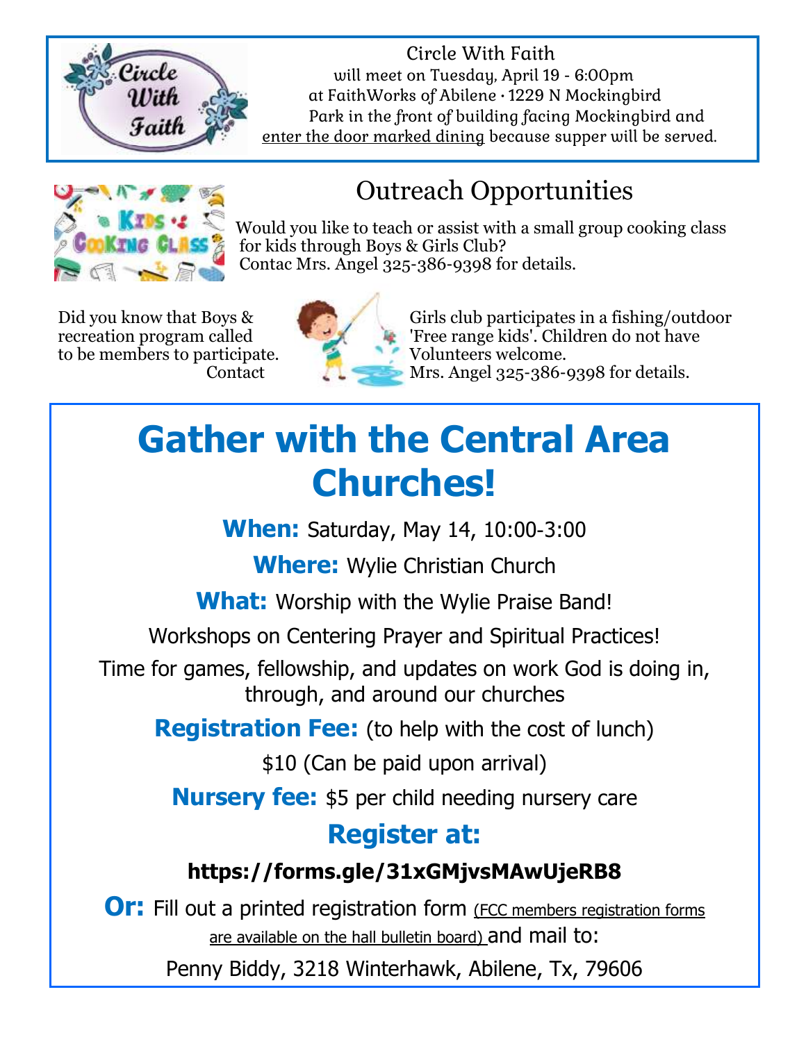Circle With Faith
will meet on Tuesday, April 19 - 6:00pm
at FaithWorks of Abilene · 1229 N Mockingbird
Park in the front of building facing Mockingbird and enter the door marked dining because supper will be served.

## Outreach Opportunities

Would you like to teach or assist with a small group cooking class for kids through Boys & Girls Club? Contac Mrs. Angel 325-386-9398 for details.

Did you know that Boys & Girls club participates in a fishing/outdoor recreation program called 'Free range kids'. Children do not have to be members to participate. Volunteers welcome. Contact Mrs. Angel 325-386-9398 for details.

# Gather with the Central Area Churches!

**When:** Saturday, May 14, 10:00-3:00

**Where:** Wylie Christian Church

**What:** Worship with the Wylie Praise Band!

Workshops on Centering Prayer and Spiritual Practices!

Time for games, fellowship, and updates on work God is doing in, through, and around our churches

**Registration Fee:** (to help with the cost of lunch)

$10 (Can be paid upon arrival)

**Nursery fee:** $5 per child needing nursery care

## Register at:

**https://forms.gle/31xGMjvsMAwUjeRB8**

**Or:** Fill out a printed registration form (FCC members registration forms are available on the hall bulletin board) and mail to:

Penny Biddy, 3218 Winterhawk, Abilene, Tx, 79606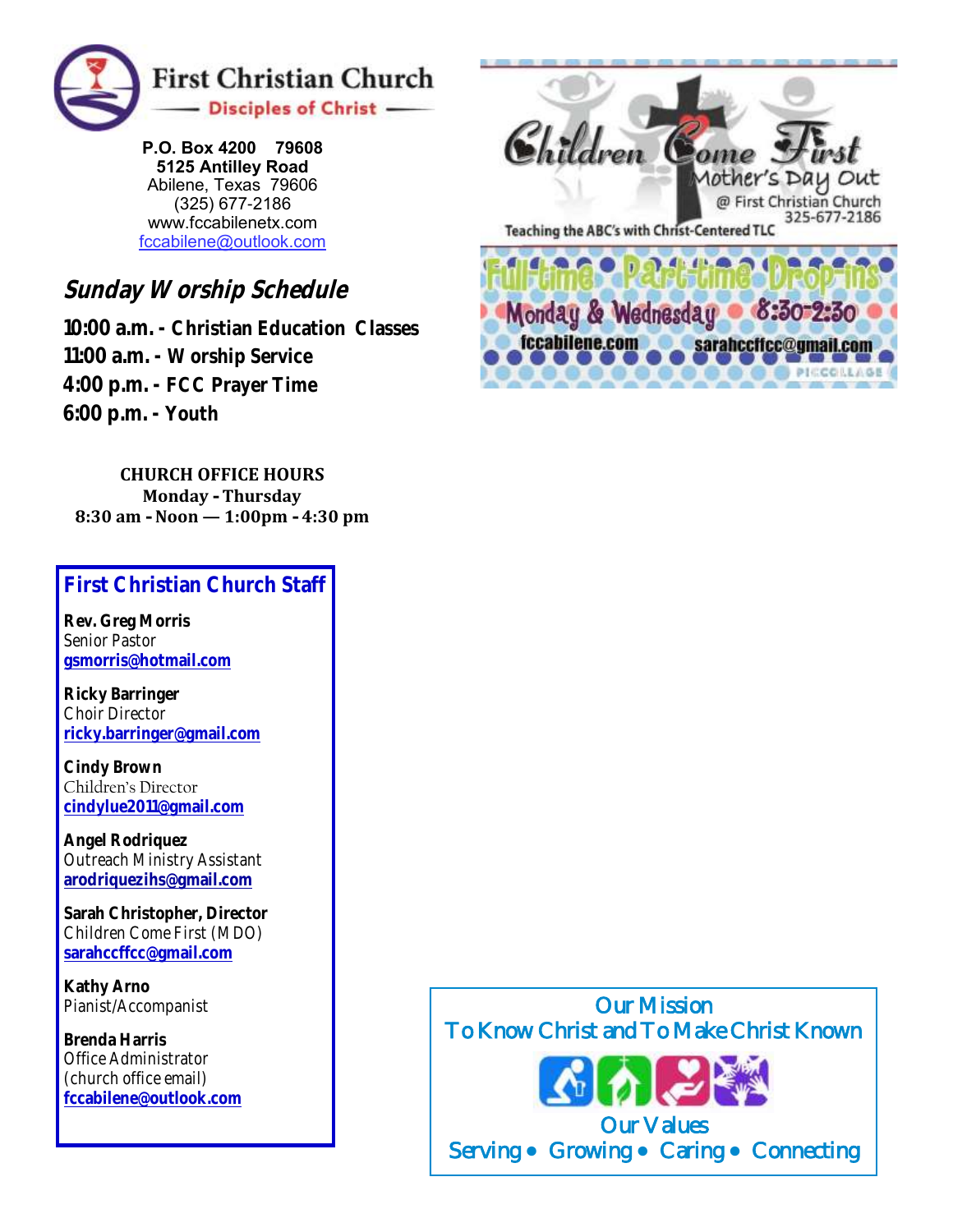# First Christian Church
## Disciples of Christ

**P.O. Box 4200 79608**
**5125 Antilley Road**
Abilene, Texas 79606
(325) 677-2186
www.fccabilenetx.com
fccabilene@outlook.com

## Sunday Worship Schedule

**10:00 a.m. - Christian Education Classes**
**11:00 a.m. - Worship Service**
**4:00 p.m. - FCC Prayer Time**
**6:00 p.m. - Youth**

**CHURCH OFFICE HOURS**
**Monday - Thursday**
**8:30 am - Noon — 1:00pm - 4:30 pm**

## First Christian Church Staff

**Rev. Greg Morris**
Senior Pastor
**gsmorris@hotmail.com**

**Ricky Barringer**
Choir Director
**ricky.barringer@gmail.com**

**Cindy Brown**
Children's Director
**cindylue2011@gmail.com**

**Angel Rodriquez**
Outreach Ministry Assistant
**arodriquezihs@gmail.com**

**Sarah Christopher, Director**
Children Come First (MDO)
**sarahccffcc@gmail.com**

**Kathy Arno**
Pianist/Accompanist

**Brenda Harris**
Office Administrator
(church office email)
**fccabilene@outlook.com**

Children Come First
Mother's Day Out
@ First Christian Church
325-677-2186
Teaching the ABC's with Christ-Centered TLC
Full-time • Part-time • Drop-ins
Monday & Wednesday • 8:30-2:30
fccabilene.com sarahccffcc@gmail.com

Our Mission
To Know Christ and To Make Christ Known

Our Values
Serving • Growing • Caring • Connecting